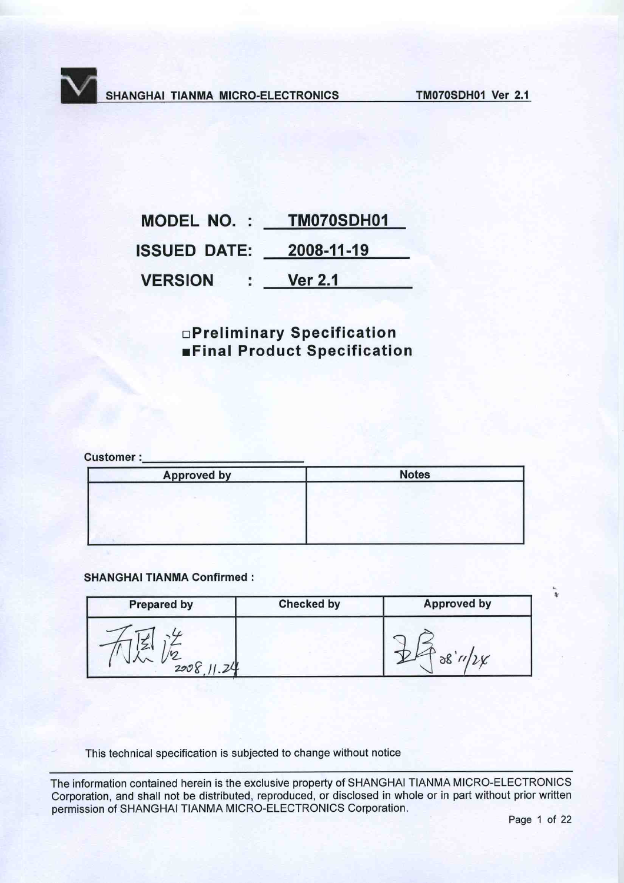**MODEL NO. : TM070SDH01**

**ISSUED DATE: 2008-11-19**

**VERSION : Ver 2.1**

□**Preliminary Specification**

■**Final Product Specification**

**Customer :**

| Approved by | Notes |
|---|---|
| | |

**SHANGHAI TIANMA Confirmed :**

| Prepared by | Checked by | Approved by |
|---|---|---|
| 2008.11.24 | | 08'11/24 |

This technical specification is subjected to change without notice

The information contained herein is the exclusive property of SHANGHAI TIANMA MICRO-ELECTRONICS Corporation, and shall not be distributed, reproduced, or disclosed in whole or in part without prior written permission of SHANGHAI TIANMA MICRO-ELECTRONICS Corporation.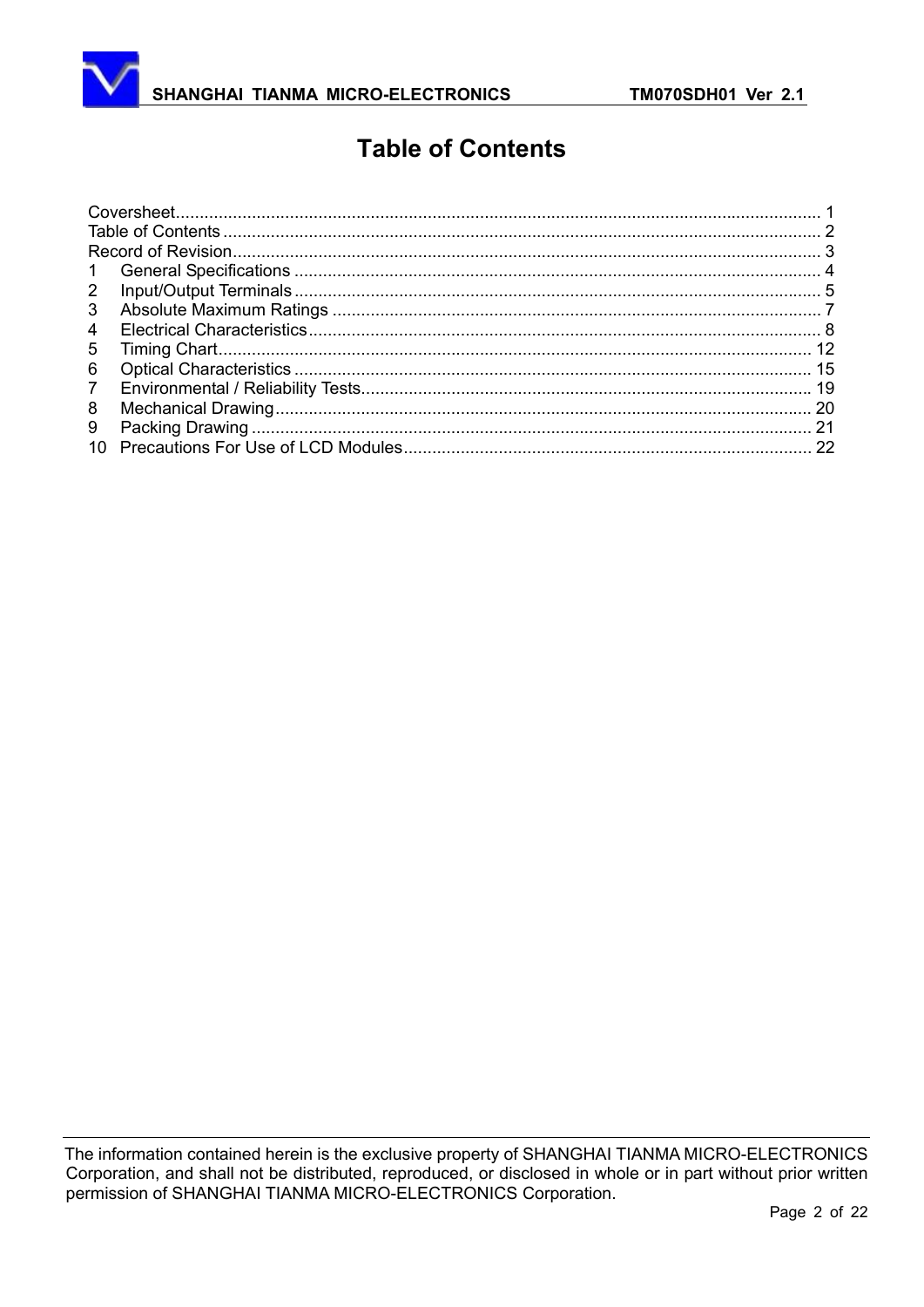# Table of Contents

Coversheet........................................................................................................................ 1
Table of Contents ............................................................................................................. 2
Record of Revision............................................................................................................ 3
1 General Specifications .............................................................................................. 4
2 Input/Output Terminals .............................................................................................. 5
3 Absolute Maximum Ratings ....................................................................................... 7
4 Electrical Characteristics............................................................................................ 8
5 Timing Chart............................................................................................................. 12
6 Optical Characteristics ............................................................................................. 15
7 Environmental / Reliability Tests............................................................................... 19
8 Mechanical Drawing.................................................................................................. 20
9 Packing Drawing ...................................................................................................... 21
10 Precautions For Use of LCD Modules...................................................................... 22

The information contained herein is the exclusive property of SHANGHAI TIANMA MICRO-ELECTRONICS Corporation, and shall not be distributed, reproduced, or disclosed in whole or in part without prior written permission of SHANGHAI TIANMA MICRO-ELECTRONICS Corporation.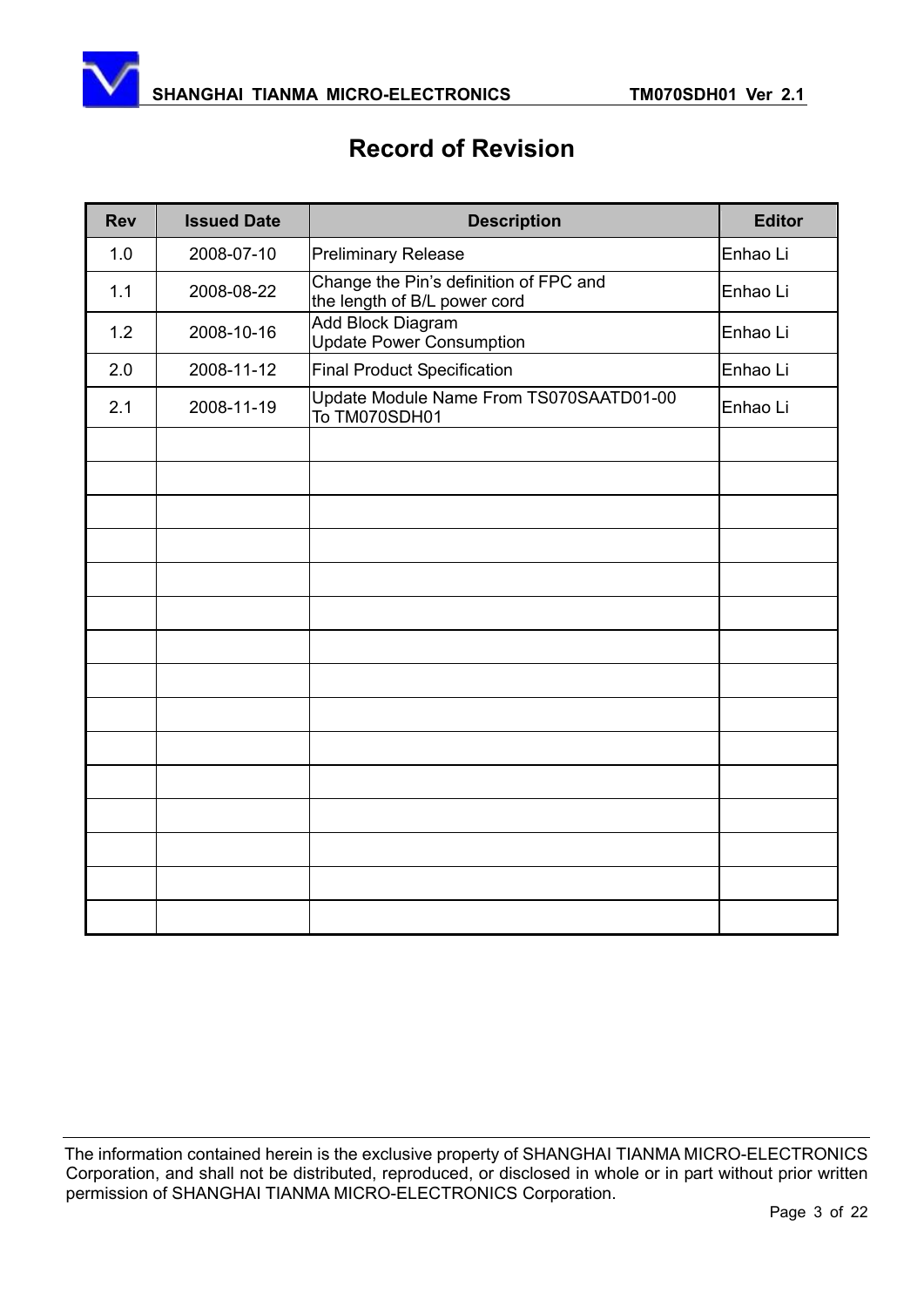# Record of Revision

| Rev | Issued Date | Description | Editor |
|---|---|---|---|
| 1.0 | 2008-07-10 | Preliminary Release | Enhao Li |
| 1.1 | 2008-08-22 | Change the Pin's definition of FPC and the length of B/L power cord | Enhao Li |
| 1.2 | 2008-10-16 | Add Block Diagram<br>Update Power Consumption | Enhao Li |
| 2.0 | 2008-11-12 | Final Product Specification | Enhao Li |
| 2.1 | 2008-11-19 | Update Module Name From TS070SAATD01-00 To TM070SDH01 | Enhao Li |
| | | | |
| | | | |
| | | | |
| | | | |
| | | | |
| | | | |
| | | | |
| | | | |
| | | | |
| | | | |
| | | | |
| | | | |
| | | | |
| | | | |
| | | | |

The information contained herein is the exclusive property of SHANGHAI TIANMA MICRO-ELECTRONICS Corporation, and shall not be distributed, reproduced, or disclosed in whole or in part without prior written permission of SHANGHAI TIANMA MICRO-ELECTRONICS Corporation.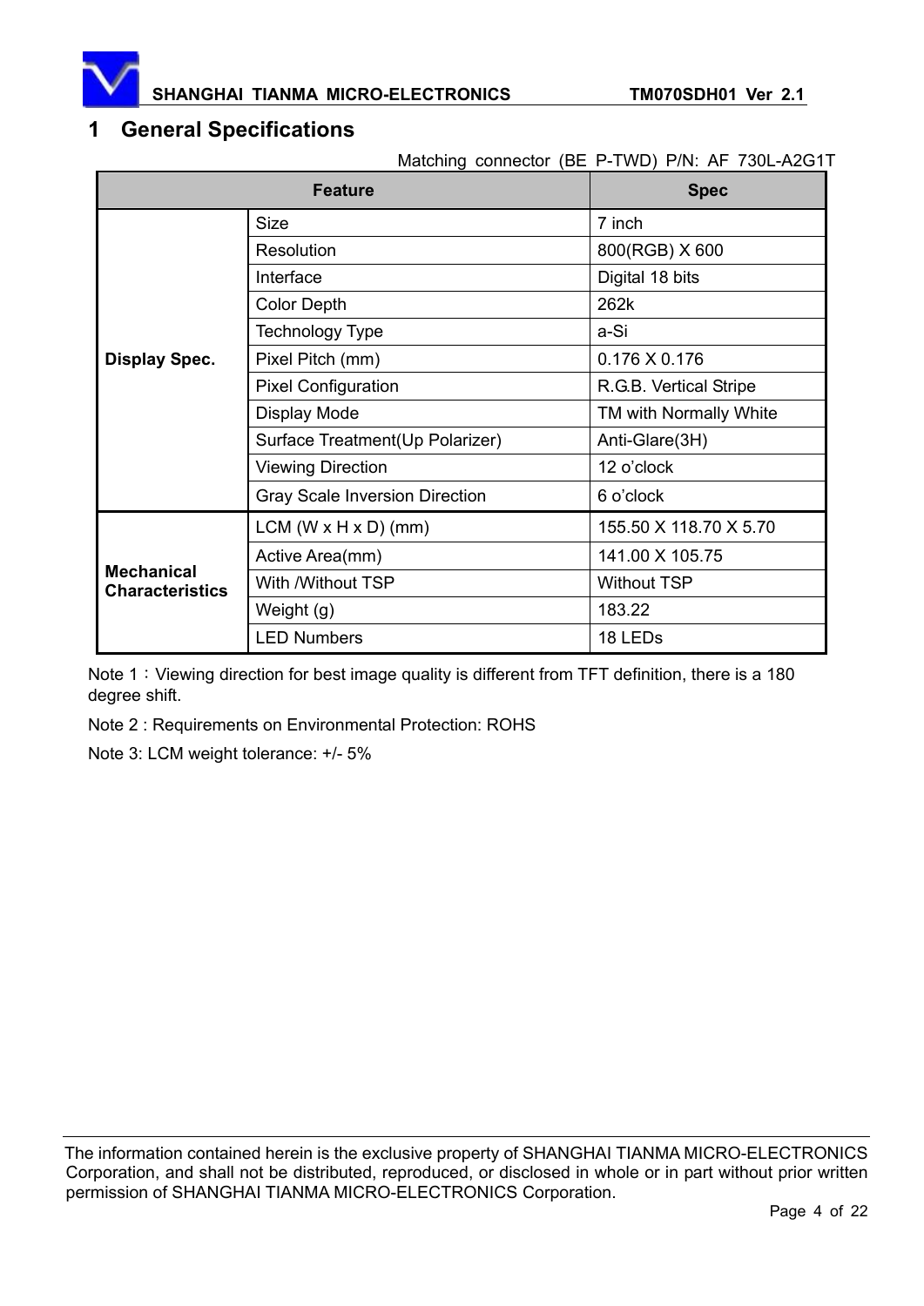# 1 General Specifications

Matching connector (BE P-TWD) P/N: AF 730L-A2G1T

| Feature | | Spec |
|---|---|---|
| **Display Spec.** | Size | 7 inch |
| | Resolution | 800(RGB) X 600 |
| | Interface | Digital 18 bits |
| | Color Depth | 262k |
| | Technology Type | a-Si |
| | Pixel Pitch (mm) | 0.176 X 0.176 |
| | Pixel Configuration | R.G.B. Vertical Stripe |
| | Display Mode | TM with Normally White |
| | Surface Treatment(Up Polarizer) | Anti-Glare(3H) |
| | Viewing Direction | 12 o'clock |
| | Gray Scale Inversion Direction | 6 o'clock |
| **Mechanical Characteristics** | LCM (W x H x D) (mm) | 155.50 X 118.70 X 5.70 |
| | Active Area(mm) | 141.00 X 105.75 |
| | With /Without TSP | Without TSP |
| | Weight (g) | 183.22 |
| | LED Numbers | 18 LEDs |

Note 1：Viewing direction for best image quality is different from TFT definition, there is a 180 degree shift.

Note 2 : Requirements on Environmental Protection: ROHS

Note 3: LCM weight tolerance: +/- 5%

The information contained herein is the exclusive property of SHANGHAI TIANMA MICRO-ELECTRONICS Corporation, and shall not be distributed, reproduced, or disclosed in whole or in part without prior written permission of SHANGHAI TIANMA MICRO-ELECTRONICS Corporation.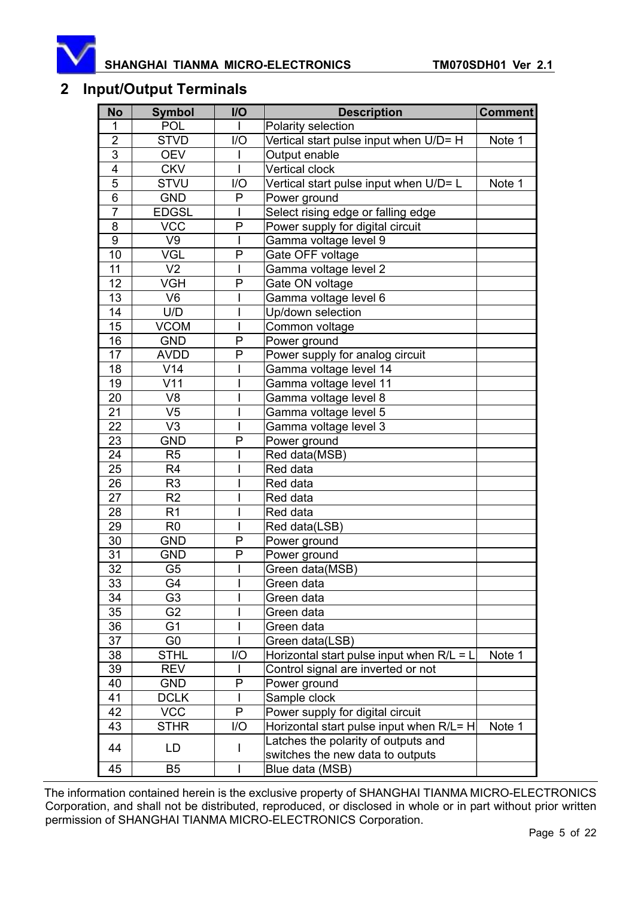## 2 Input/Output Terminals

| No | Symbol | I/O | Description | Comment |
|---|---|---|---|---|
| 1 | POL | I | Polarity selection | |
| 2 | STVD | I/O | Vertical start pulse input when U/D= H | Note 1 |
| 3 | OEV | I | Output enable | |
| 4 | CKV | I | Vertical clock | |
| 5 | STVU | I/O | Vertical start pulse input when U/D= L | Note 1 |
| 6 | GND | P | Power ground | |
| 7 | EDGSL | I | Select rising edge or falling edge | |
| 8 | VCC | P | Power supply for digital circuit | |
| 9 | V9 | I | Gamma voltage level 9 | |
| 10 | VGL | P | Gate OFF voltage | |
| 11 | V2 | I | Gamma voltage level 2 | |
| 12 | VGH | P | Gate ON voltage | |
| 13 | V6 | I | Gamma voltage level 6 | |
| 14 | U/D | I | Up/down selection | |
| 15 | VCOM | I | Common voltage | |
| 16 | GND | P | Power ground | |
| 17 | AVDD | P | Power supply for analog circuit | |
| 18 | V14 | I | Gamma voltage level 14 | |
| 19 | V11 | I | Gamma voltage level 11 | |
| 20 | V8 | I | Gamma voltage level 8 | |
| 21 | V5 | I | Gamma voltage level 5 | |
| 22 | V3 | I | Gamma voltage level 3 | |
| 23 | GND | P | Power ground | |
| 24 | R5 | I | Red data(MSB) | |
| 25 | R4 | I | Red data | |
| 26 | R3 | I | Red data | |
| 27 | R2 | I | Red data | |
| 28 | R1 | I | Red data | |
| 29 | R0 | I | Red data(LSB) | |
| 30 | GND | P | Power ground | |
| 31 | GND | P | Power ground | |
| 32 | G5 | I | Green data(MSB) | |
| 33 | G4 | I | Green data | |
| 34 | G3 | I | Green data | |
| 35 | G2 | I | Green data | |
| 36 | G1 | I | Green data | |
| 37 | G0 | I | Green data(LSB) | |
| 38 | STHL | I/O | Horizontal start pulse input when R/L = L | Note 1 |
| 39 | REV | I | Control signal are inverted or not | |
| 40 | GND | P | Power ground | |
| 41 | DCLK | I | Sample clock | |
| 42 | VCC | P | Power supply for digital circuit | |
| 43 | STHR | I/O | Horizontal start pulse input when R/L= H | Note 1 |
| 44 | LD | I | Latches the polarity of outputs and switches the new data to outputs | |
| 45 | B5 | I | Blue data (MSB) | |

The information contained herein is the exclusive property of SHANGHAI TIANMA MICRO-ELECTRONICS Corporation, and shall not be distributed, reproduced, or disclosed in whole or in part without prior written permission of SHANGHAI TIANMA MICRO-ELECTRONICS Corporation.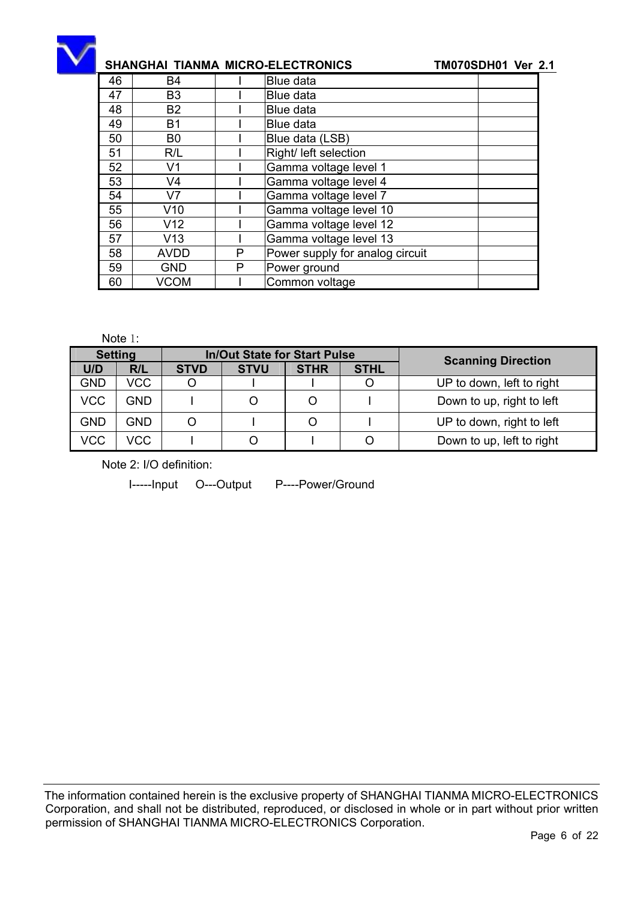| 46 | B4 | I | Blue data | |
|---|---|---|---|---|
| 47 | B3 | I | Blue data | |
| 48 | B2 | I | Blue data | |
| 49 | B1 | I | Blue data | |
| 50 | B0 | I | Blue data (LSB) | |
| 51 | R/L | I | Right/ left selection | |
| 52 | V1 | I | Gamma voltage level 1 | |
| 53 | V4 | I | Gamma voltage level 4 | |
| 54 | V7 | I | Gamma voltage level 7 | |
| 55 | V10 | I | Gamma voltage level 10 | |
| 56 | V12 | I | Gamma voltage level 12 | |
| 57 | V13 | I | Gamma voltage level 13 | |
| 58 | AVDD | P | Power supply for analog circuit | |
| 59 | GND | P | Power ground | |
| 60 | VCOM | I | Common voltage | |

Note 1:

| Setting | | In/Out State for Start Pulse | | | | Scanning Direction |
|---|---|---|---|---|---|---|
| U/D | R/L | STVD | STVU | STHR | STHL | |
| GND | VCC | O | I | I | O | UP to down, left to right |
| VCC | GND | I | O | O | I | Down to up, right to left |
| GND | GND | O | I | O | I | UP to down, right to left |
| VCC | VCC | I | O | I | O | Down to up, left to right |

Note 2: I/O definition:

I-----Input O---Output P----Power/Ground

The information contained herein is the exclusive property of SHANGHAI TIANMA MICRO-ELECTRONICS Corporation, and shall not be distributed, reproduced, or disclosed in whole or in part without prior written permission of SHANGHAI TIANMA MICRO-ELECTRONICS Corporation.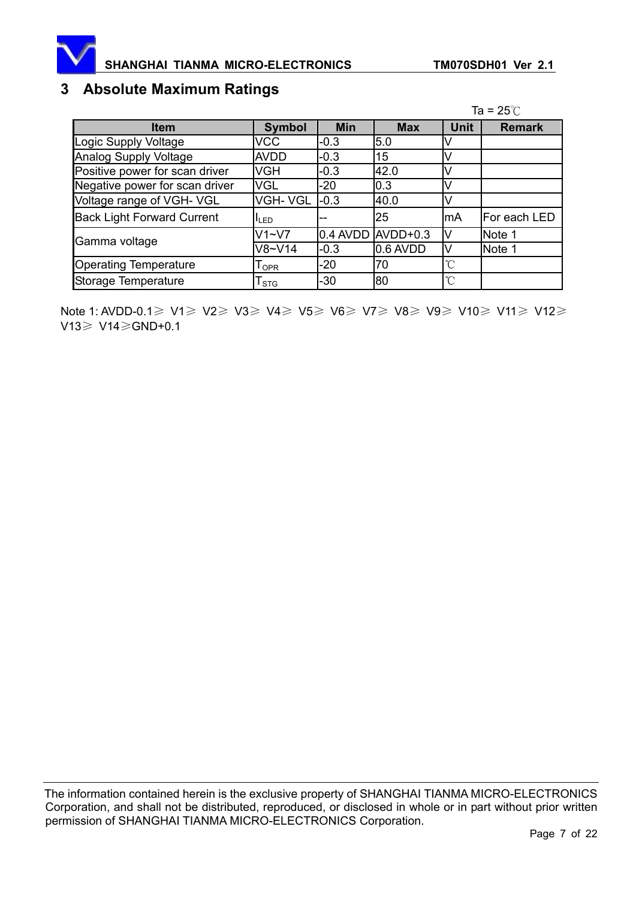## 3 Absolute Maximum Ratings

Ta = 25℃

| Item | Symbol | Min | Max | Unit | Remark |
|---|---|---|---|---|---|
| Logic Supply Voltage | VCC | -0.3 | 5.0 | V | |
| Analog Supply Voltage | AVDD | -0.3 | 15 | V | |
| Positive power for scan driver | VGH | -0.3 | 42.0 | V | |
| Negative power for scan driver | VGL | -20 | 0.3 | V | |
| Voltage range of VGH- VGL | VGH- VGL | -0.3 | 40.0 | V | |
| Back Light Forward Current | $I_{LED}$ | -- | 25 | mA | For each LED |
| Gamma voltage | V1~V7 | 0.4 AVDD | AVDD+0.3 | V | Note 1 |
| | V8~V14 | -0.3 | 0.6 AVDD | V | Note 1 |
| Operating Temperature | $T_{OPR}$ | -20 | 70 | ℃ | |
| Storage Temperature | $T_{STG}$ | -30 | 80 | ℃ | |

Note 1: AVDD-0.1≥ V1≥ V2≥ V3≥ V4≥ V5≥ V6≥ V7≥ V8≥ V9≥ V10≥ V11≥ V12≥ V13≥ V14≥GND+0.1

The information contained herein is the exclusive property of SHANGHAI TIANMA MICRO-ELECTRONICS Corporation, and shall not be distributed, reproduced, or disclosed in whole or in part without prior written permission of SHANGHAI TIANMA MICRO-ELECTRONICS Corporation.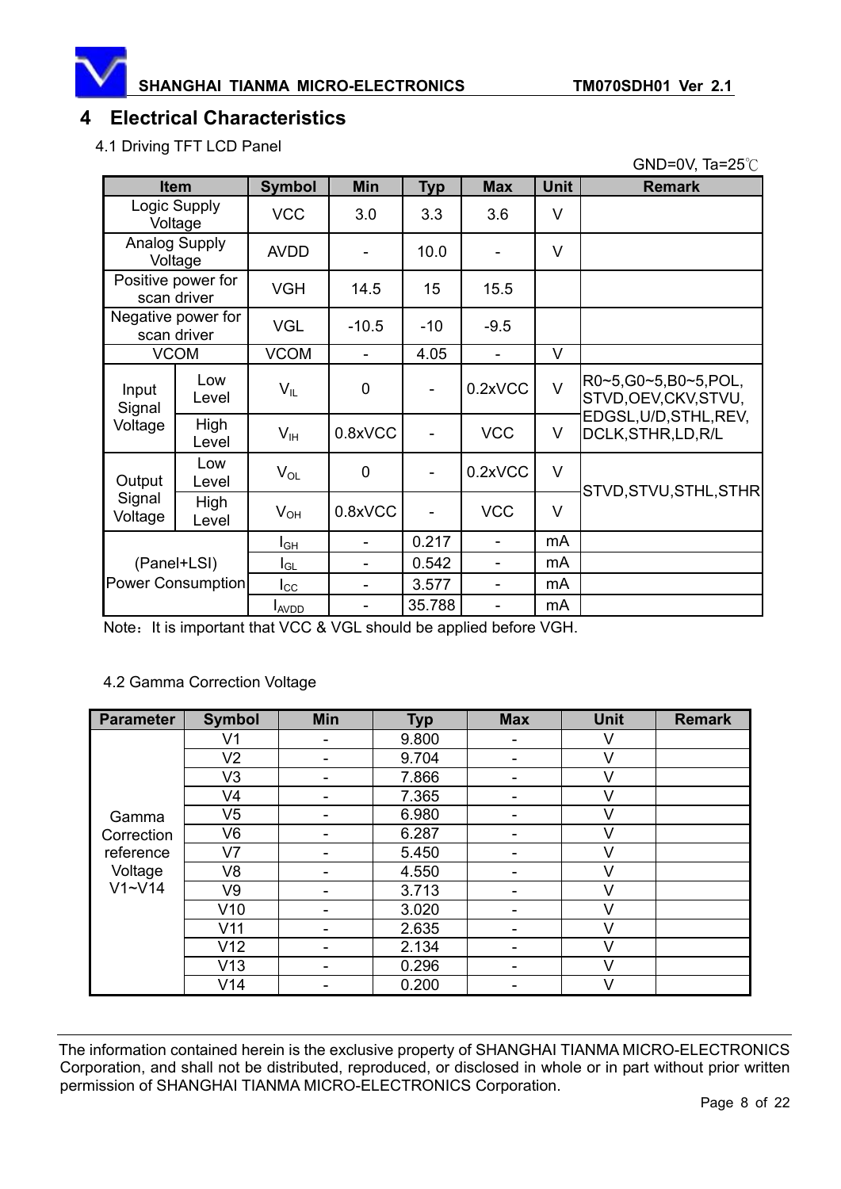# 4 Electrical Characteristics

4.1 Driving TFT LCD Panel

GND=0V, Ta=25℃

| Item | | Symbol | Min | Typ | Max | Unit | Remark |
|---|---|---|---|---|---|---|---|
| Logic Supply Voltage | | VCC | 3.0 | 3.3 | 3.6 | V | |
| Analog Supply Voltage | | AVDD | - | 10.0 | - | V | |
| Positive power for scan driver | | VGH | 14.5 | 15 | 15.5 | | |
| Negative power for scan driver | | VGL | -10.5 | -10 | -9.5 | | |
| VCOM | | VCOM | - | 4.05 | - | V | |
| Input Signal Voltage | Low Level | $V_{IL}$ | 0 | - | 0.2xVCC | V | R0~5,G0~5,B0~5,POL, STVD,OEV,CKV,STVU, EDGSL,U/D,STHL,REV, DCLK,STHR,LD,R/L |
| | High Level | $V_{IH}$ | 0.8xVCC | - | VCC | V | |
| Output Signal Voltage | Low Level | $V_{OL}$ | 0 | - | 0.2xVCC | V | STVD,STVU,STHL,STHR |
| | High Level | $V_{OH}$ | 0.8xVCC | - | VCC | V | |
| (Panel+LSI) Power Consumption | | $I_{GH}$ | - | 0.217 | - | mA | |
| | | $I_{GL}$ | - | 0.542 | - | mA | |
| | | $I_{CC}$ | - | 3.577 | - | mA | |
| | | $I_{AVDD}$ | - | 35.788 | - | mA | |

Note：It is important that VCC & VGL should be applied before VGH.

4.2 Gamma Correction Voltage

| Parameter | Symbol | Min | Typ | Max | Unit | Remark |
|---|---|---|---|---|---|---|
| Gamma Correction reference Voltage V1~V14 | V1 | - | 9.800 | - | V | |
| | V2 | - | 9.704 | - | V | |
| | V3 | - | 7.866 | - | V | |
| | V4 | - | 7.365 | - | V | |
| | V5 | - | 6.980 | - | V | |
| | V6 | - | 6.287 | - | V | |
| | V7 | - | 5.450 | - | V | |
| | V8 | - | 4.550 | - | V | |
| | V9 | - | 3.713 | - | V | |
| | V10 | - | 3.020 | - | V | |
| | V11 | - | 2.635 | - | V | |
| | V12 | - | 2.134 | - | V | |
| | V13 | - | 0.296 | - | V | |
| | V14 | - | 0.200 | - | V | |

The information contained herein is the exclusive property of SHANGHAI TIANMA MICRO-ELECTRONICS Corporation, and shall not be distributed, reproduced, or disclosed in whole or in part without prior written permission of SHANGHAI TIANMA MICRO-ELECTRONICS Corporation.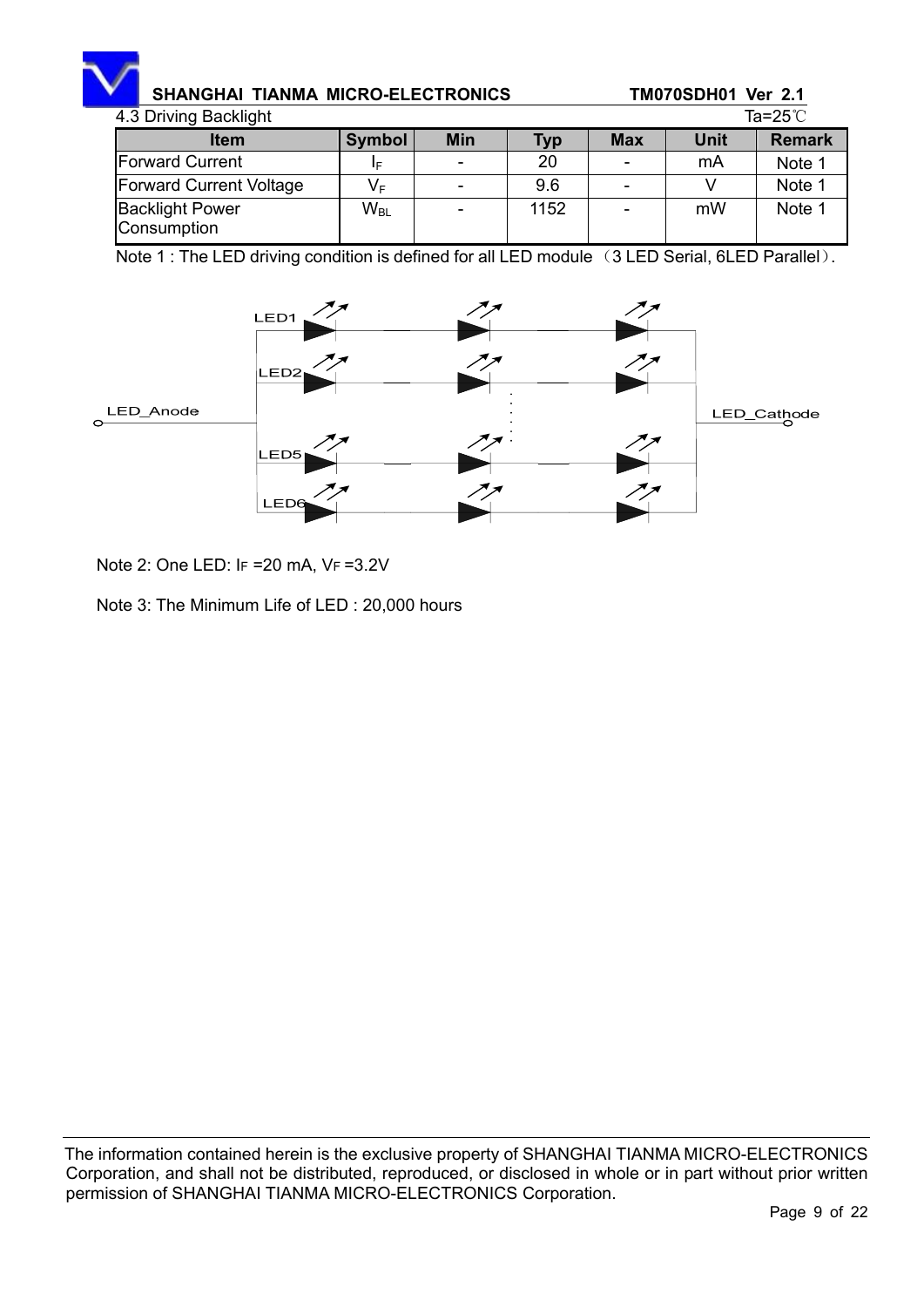4.3 Driving Backlight

Ta=25℃

| Item | Symbol | Min | Typ | Max | Unit | Remark |
|---|---|---|---|---|---|---|
| Forward Current | $I_F$ | - | 20 | - | mA | Note 1 |
| Forward Current Voltage | $V_F$ | - | 9.6 | - | V | Note 1 |
| Backlight Power Consumption | $W_{BL}$ | - | 1152 | - | mW | Note 1 |

Note 1 : The LED driving condition is defined for all LED module （3 LED Serial, 6LED Parallel）.

LED1

LED2

LED_Anode

LED_Cathode

LED5

LED6

Note 2: One LED: $I_F$ =20 mA, $V_F$ =3.2V

Note 3: The Minimum Life of LED : 20,000 hours

The information contained herein is the exclusive property of SHANGHAI TIANMA MICRO-ELECTRONICS Corporation, and shall not be distributed, reproduced, or disclosed in whole or in part without prior written permission of SHANGHAI TIANMA MICRO-ELECTRONICS Corporation.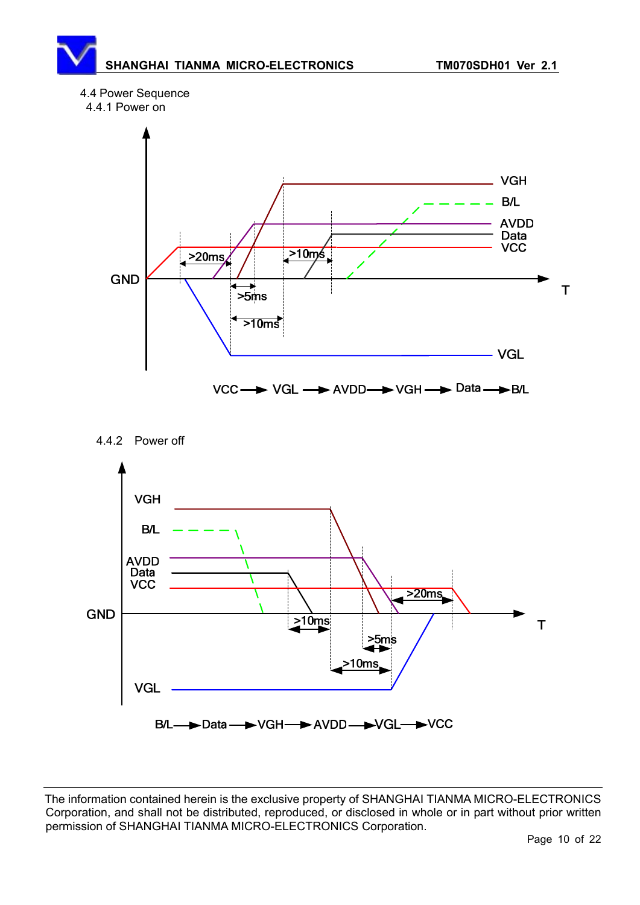## 4.4 Power Sequence

### 4.4.1 Power on

VCC → VGL → AVDD → VGH → Data → B/L

### 4.4.2 Power off

B/L → Data → VGH → AVDD → VGL → VCC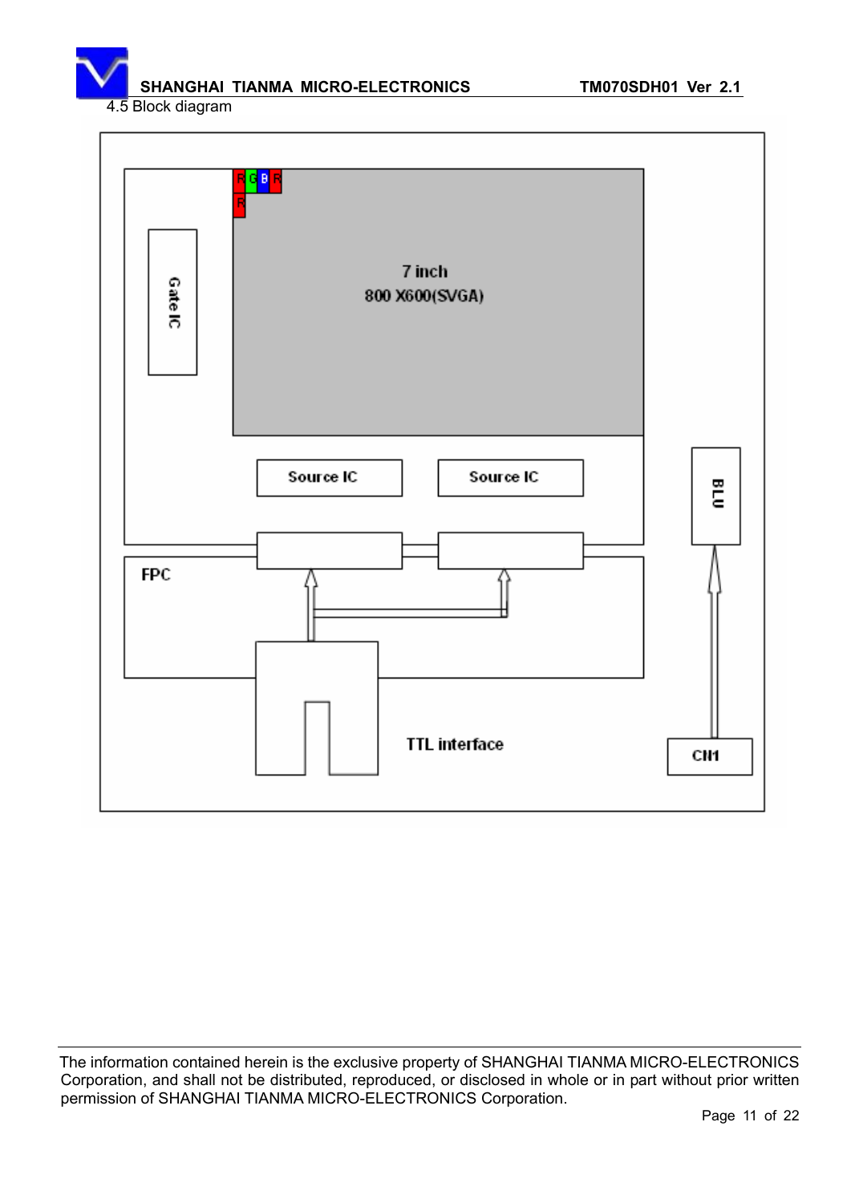4.5 Block diagram

Gate IC

7 inch
800 X600(SVGA)

Source IC

Source IC

BLU

FPC

TTL interface

CN1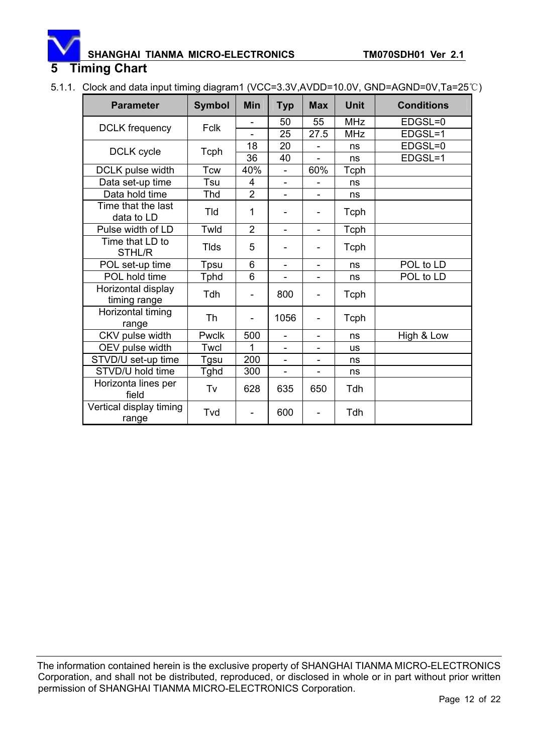# 5 Timing Chart

5.1.1. Clock and data input timing diagram1 (VCC=3.3V,AVDD=10.0V, GND=AGND=0V,Ta=25℃)

| Parameter | Symbol | Min | Typ | Max | Unit | Conditions |
|---|---|---|---|---|---|---|
| DCLK frequency | Fclk | - | 50 | 55 | MHz | EDGSL=0 |
| | | - | 25 | 27.5 | MHz | EDGSL=1 |
| DCLK cycle | Tcph | 18 | 20 | - | ns | EDGSL=0 |
| | | 36 | 40 | - | ns | EDGSL=1 |
| DCLK pulse width | Tcw | 40% | - | 60% | Tcph | |
| Data set-up time | Tsu | 4 | - | - | ns | |
| Data hold time | Thd | 2 | - | - | ns | |
| Time that the last data to LD | Tld | 1 | - | - | Tcph | |
| Pulse width of LD | Twld | 2 | - | - | Tcph | |
| Time that LD to STHL/R | Tlds | 5 | - | - | Tcph | |
| POL set-up time | Tpsu | 6 | - | - | ns | POL to LD |
| POL hold time | Tphd | 6 | - | - | ns | POL to LD |
| Horizontal display timing range | Tdh | - | 800 | - | Tcph | |
| Horizontal timing range | Th | - | 1056 | - | Tcph | |
| CKV pulse width | Pwclk | 500 | - | - | ns | High & Low |
| OEV pulse width | Twcl | 1 | - | - | us | |
| STVD/U set-up time | Tgsu | 200 | - | - | ns | |
| STVD/U hold time | Tghd | 300 | - | - | ns | |
| Horizonta lines per field | Tv | 628 | 635 | 650 | Tdh | |
| Vertical display timing range | Tvd | - | 600 | - | Tdh | |

The information contained herein is the exclusive property of SHANGHAI TIANMA MICRO-ELECTRONICS Corporation, and shall not be distributed, reproduced, or disclosed in whole or in part without prior written permission of SHANGHAI TIANMA MICRO-ELECTRONICS Corporation.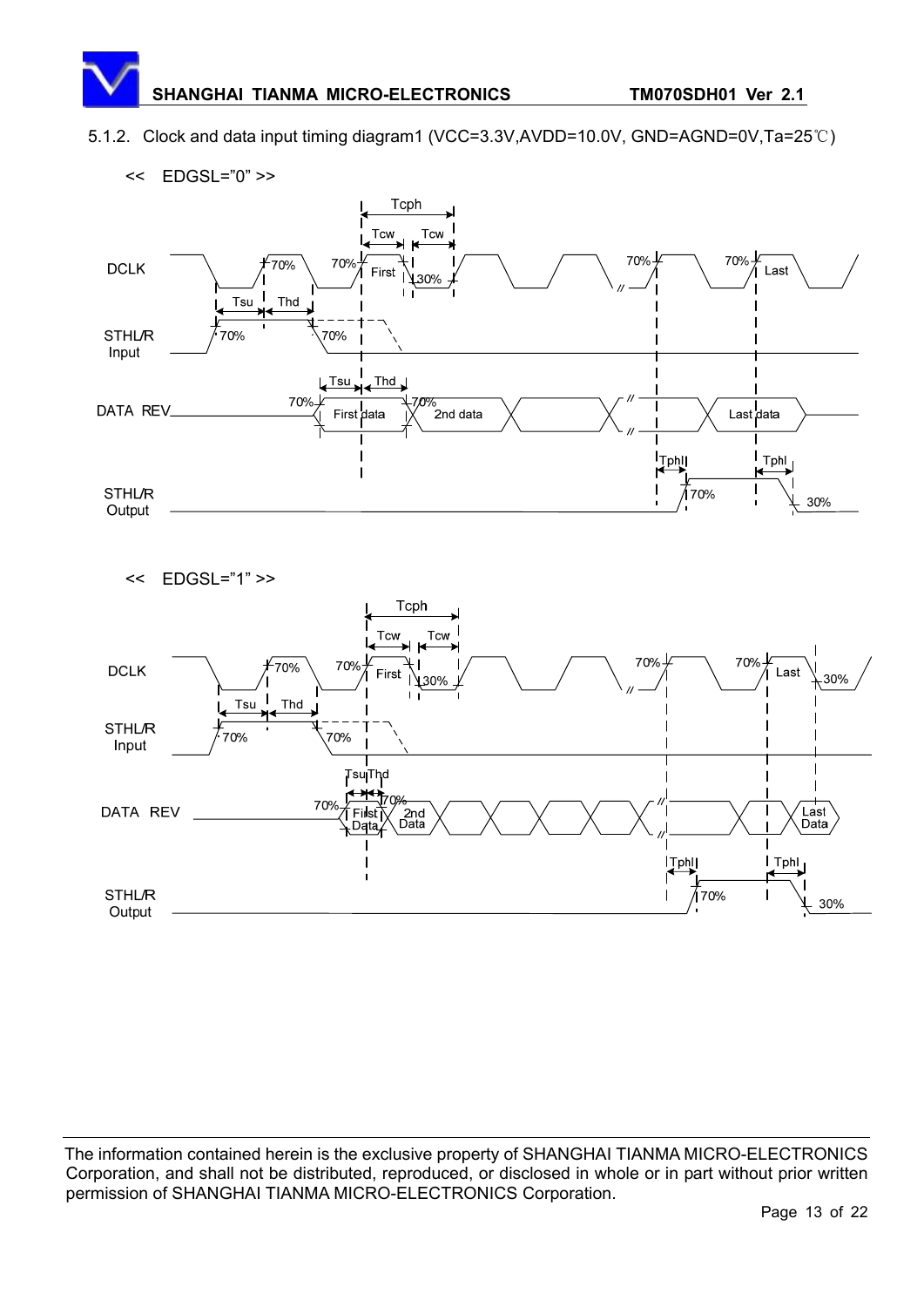5.1.2. Clock and data input timing diagram1 (VCC=3.3V,AVDD=10.0V, GND=AGND=0V,Ta=25℃)

<< EDGSL="0" >>

DCLK, STHL/R Input, DATA REV, STHL/R Output

Tcph, Tcw, Tcw, Tsu, Thd, Tsu, Thd, Tphl, Tphl

70%, 70%, 70%, 30%, 70%, 70%, 70%, 70%, 70%, 70%, 70%, 30%

First, Last, First data, 2nd data, Last data

<< EDGSL="1" >>

DCLK, STHL/R Input, DATA REV, STHL/R Output

Tcph, Tcw, Tcw, Tsu, Thd, Tsu, Thd, Tphl, Tphl

70%, 70%, 70%, 30%, 70%, 70%, 70%, 70%, 70%, 70%, 30%, 70%, 30%

First, Last, First Data, 2nd Data, Last Data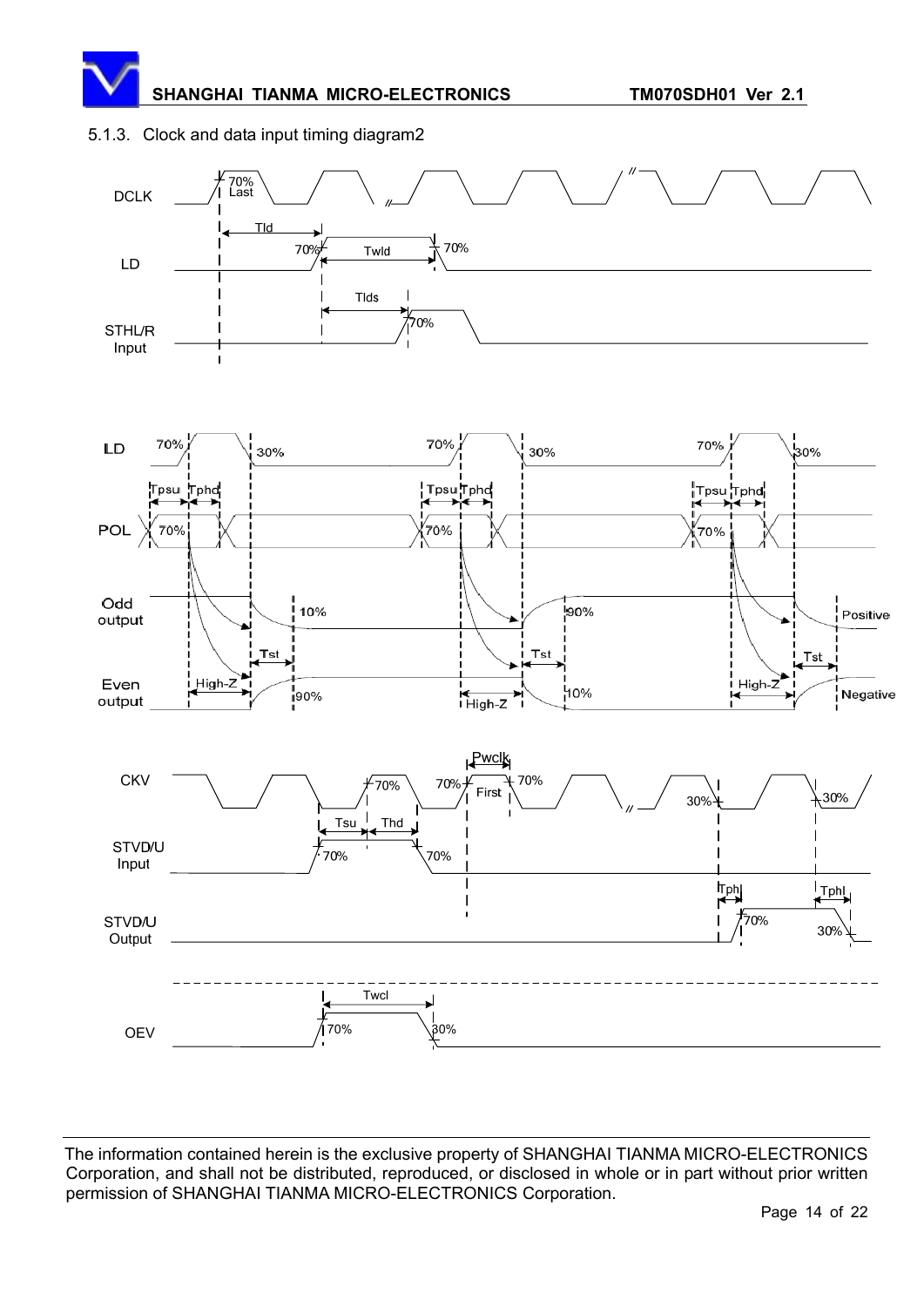### 5.1.3. Clock and data input timing diagram2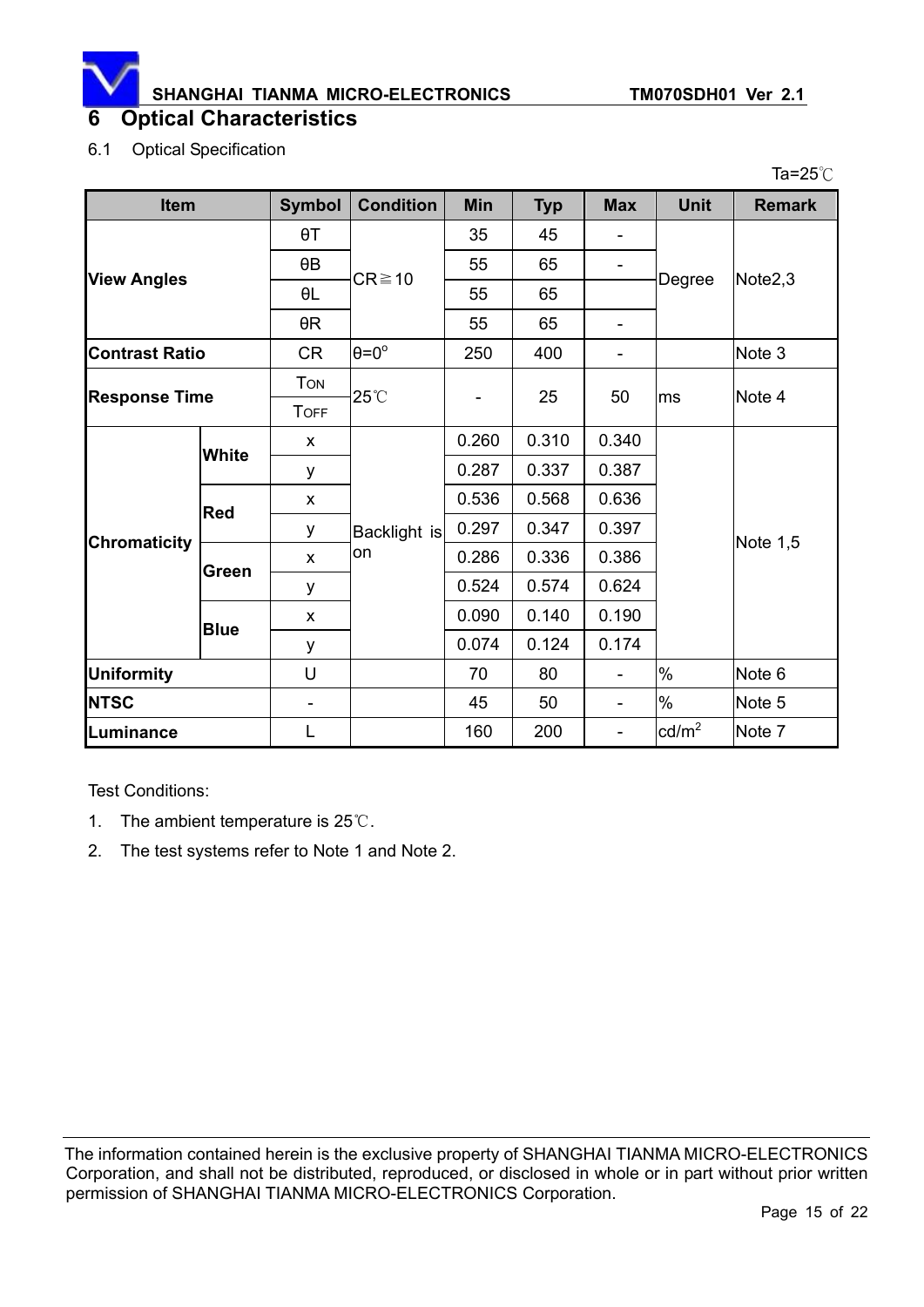# 6 Optical Characteristics

6.1 Optical Specification

Ta=25℃

| Item | | Symbol | Condition | Min | Typ | Max | Unit | Remark |
|---|---|---|---|---|---|---|---|---|
| View Angles | | θT | CR≧10 | 35 | 45 | - | Degree | Note2,3 |
| | | θB | | 55 | 65 | - | | |
| | | θL | | 55 | 65 | | | |
| | | θR | | 55 | 65 | - | | |
| Contrast Ratio | | CR | θ=0° | 250 | 400 | - | | Note 3 |
| Response Time | | TON | 25℃ | - | 25 | 50 | ms | Note 4 |
| | | TOFF | | | | | | |
| Chromaticity | White | x | Backlight is on | 0.260 | 0.310 | 0.340 | | Note 1,5 |
| | | y | | 0.287 | 0.337 | 0.387 | | |
| | Red | x | | 0.536 | 0.568 | 0.636 | | |
| | | y | | 0.297 | 0.347 | 0.397 | | |
| | Green | x | | 0.286 | 0.336 | 0.386 | | |
| | | y | | 0.524 | 0.574 | 0.624 | | |
| | Blue | x | | 0.090 | 0.140 | 0.190 | | |
| | | y | | 0.074 | 0.124 | 0.174 | | |
| Uniformity | | U | | 70 | 80 | - | % | Note 6 |
| NTSC | | - | | 45 | 50 | - | % | Note 5 |
| Luminance | | L | | 160 | 200 | - | cd/m$^2$ | Note 7 |

Test Conditions:

1. The ambient temperature is 25℃.
2. The test systems refer to Note 1 and Note 2.

The information contained herein is the exclusive property of SHANGHAI TIANMA MICRO-ELECTRONICS Corporation, and shall not be distributed, reproduced, or disclosed in whole or in part without prior written permission of SHANGHAI TIANMA MICRO-ELECTRONICS Corporation.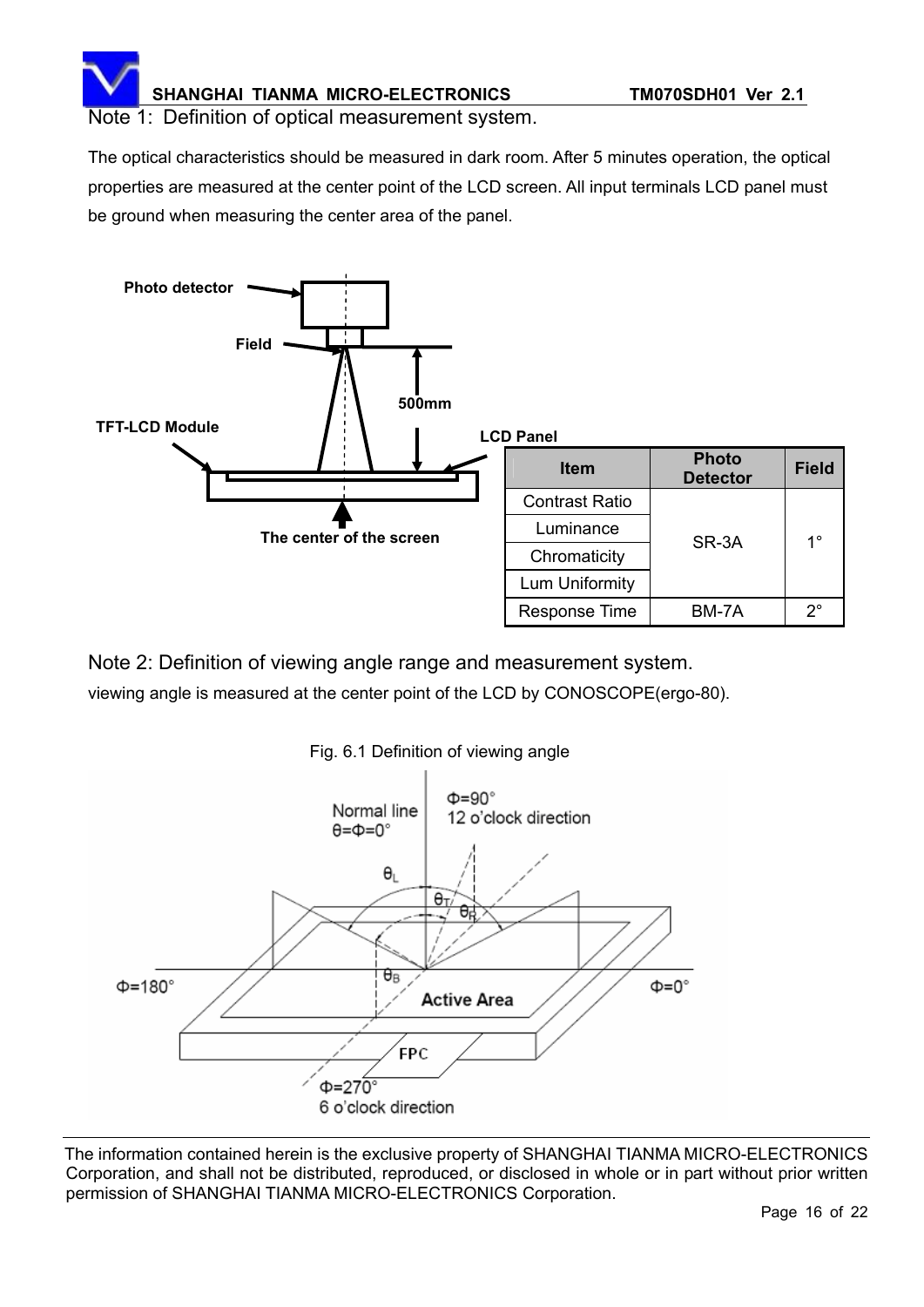Note 1: Definition of optical measurement system.

The optical characteristics should be measured in dark room. After 5 minutes operation, the optical properties are measured at the center point of the LCD screen. All input terminals LCD panel must be ground when measuring the center area of the panel.

| Item | Photo Detector | Field |
|---|---|---|
| Contrast Ratio | SR-3A | 1° |
| Luminance | | |
| Chromaticity | | |
| Lum Uniformity | | |
| Response Time | BM-7A | 2° |

Note 2: Definition of viewing angle range and measurement system.

viewing angle is measured at the center point of the LCD by CONOSCOPE(ergo-80).

Fig. 6.1 Definition of viewing angle

The information contained herein is the exclusive property of SHANGHAI TIANMA MICRO-ELECTRONICS Corporation, and shall not be distributed, reproduced, or disclosed in whole or in part without prior written permission of SHANGHAI TIANMA MICRO-ELECTRONICS Corporation.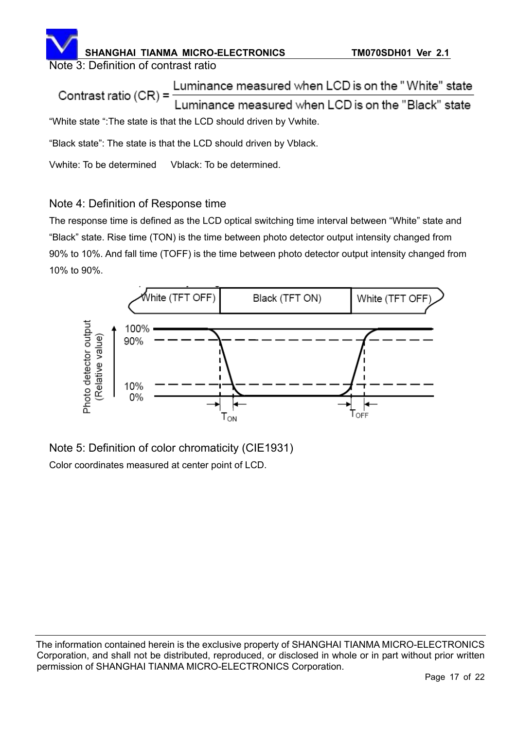Note 3: Definition of contrast ratio

$$\text{Contrast ratio (CR)} = \frac{\text{Luminance measured when LCD is on the "White" state}}{\text{Luminance measured when LCD is on the "Black" state}}$$

"White state ":The state is that the LCD should driven by Vwhite.

"Black state": The state is that the LCD should driven by Vblack.

Vwhite: To be determined      Vblack: To be determined.

Note 4: Definition of Response time

The response time is defined as the LCD optical switching time interval between "White" state and "Black" state. Rise time (TON) is the time between photo detector output intensity changed from 90% to 10%. And fall time (TOFF) is the time between photo detector output intensity changed from 10% to 90%.

Note 5: Definition of color chromaticity (CIE1931)

Color coordinates measured at center point of LCD.

The information contained herein is the exclusive property of SHANGHAI TIANMA MICRO-ELECTRONICS Corporation, and shall not be distributed, reproduced, or disclosed in whole or in part without prior written permission of SHANGHAI TIANMA MICRO-ELECTRONICS Corporation.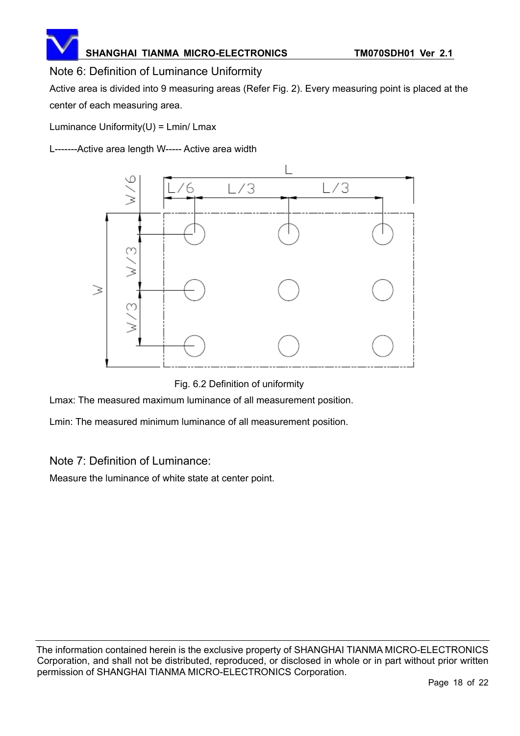## Note 6: Definition of Luminance Uniformity

Active area is divided into 9 measuring areas (Refer Fig. 2). Every measuring point is placed at the center of each measuring area.

Luminance Uniformity(U) = Lmin/ Lmax

L-------Active area length W----- Active area width

Fig. 6.2 Definition of uniformity

Lmax: The measured maximum luminance of all measurement position.

Lmin: The measured minimum luminance of all measurement position.

## Note 7: Definition of Luminance:

Measure the luminance of white state at center point.

The information contained herein is the exclusive property of SHANGHAI TIANMA MICRO-ELECTRONICS Corporation, and shall not be distributed, reproduced, or disclosed in whole or in part without prior written permission of SHANGHAI TIANMA MICRO-ELECTRONICS Corporation.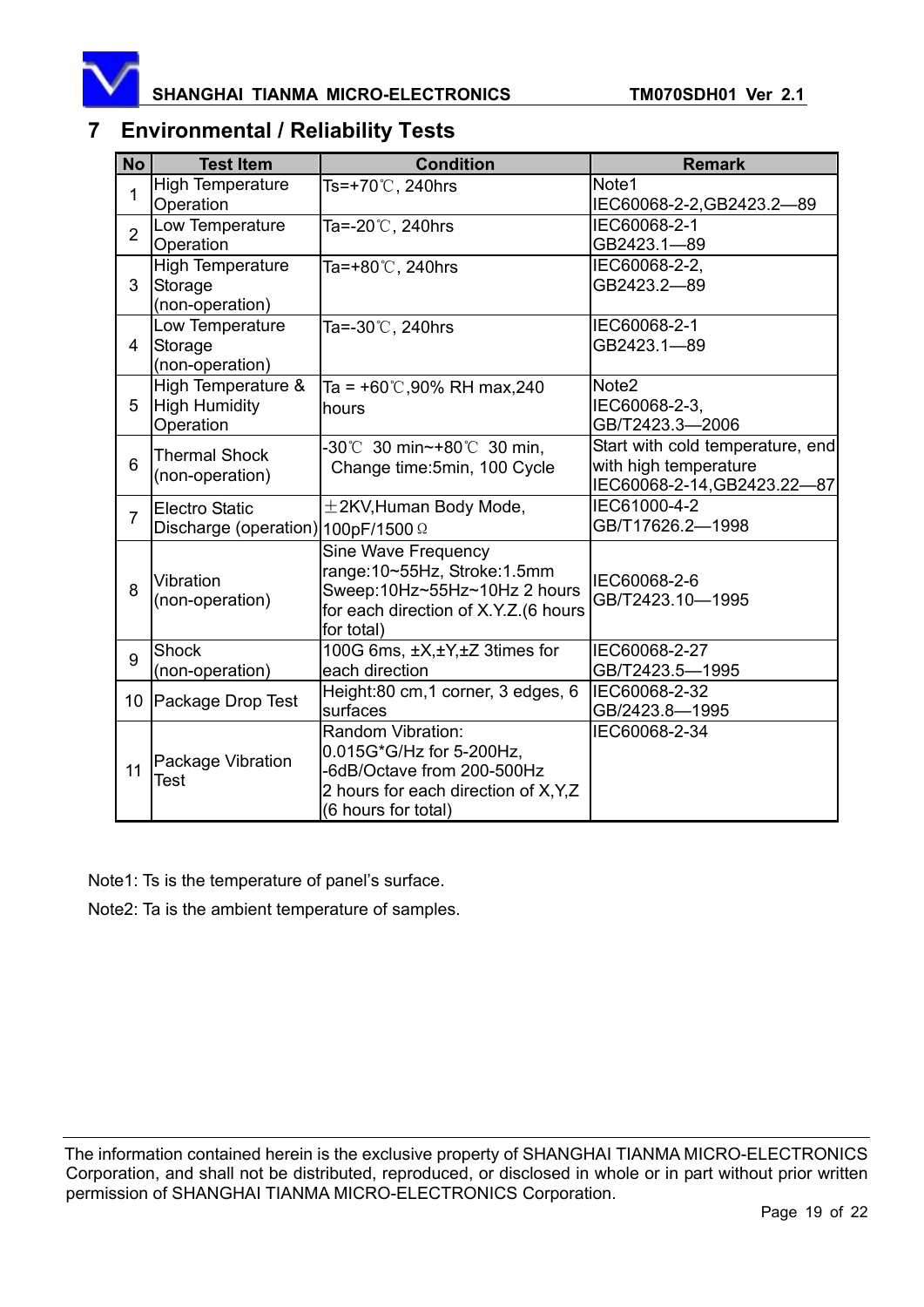# 7 Environmental / Reliability Tests

| No | Test Item | Condition | Remark |
|---|---|---|---|
| 1 | High Temperature Operation | Ts=+70℃, 240hrs | Note1<br>IEC60068-2-2,GB2423.2—89 |
| 2 | Low Temperature Operation | Ta=-20℃, 240hrs | IEC60068-2-1<br>GB2423.1—89 |
| 3 | High Temperature Storage (non-operation) | Ta=+80℃, 240hrs | IEC60068-2-2,<br>GB2423.2—89 |
| 4 | Low Temperature Storage (non-operation) | Ta=-30℃, 240hrs | IEC60068-2-1<br>GB2423.1—89 |
| 5 | High Temperature & High Humidity Operation | Ta = +60℃,90% RH max,240 hours | Note2<br>IEC60068-2-3,<br>GB/T2423.3—2006 |
| 6 | Thermal Shock (non-operation) | -30℃ 30 min~+80℃ 30 min, Change time:5min, 100 Cycle | Start with cold temperature, end with high temperature<br>IEC60068-2-14,GB2423.22—87 |
| 7 | Electro Static Discharge (operation) | ±2KV,Human Body Mode, 100pF/1500Ω | IEC61000-4-2<br>GB/T17626.2—1998 |
| 8 | Vibration (non-operation) | Sine Wave Frequency range:10~55Hz, Stroke:1.5mm Sweep:10Hz~55Hz~10Hz 2 hours for each direction of X.Y.Z.(6 hours for total) | IEC60068-2-6<br>GB/T2423.10—1995 |
| 9 | Shock (non-operation) | 100G 6ms, ±X,±Y,±Z 3times for each direction | IEC60068-2-27<br>GB/T2423.5—1995 |
| 10 | Package Drop Test | Height:80 cm,1 corner, 3 edges, 6 surfaces | IEC60068-2-32<br>GB/2423.8—1995 |
| 11 | Package Vibration Test | Random Vibration:<br>0.015G*G/Hz for 5-200Hz,<br>-6dB/Octave from 200-500Hz<br>2 hours for each direction of X,Y,Z (6 hours for total) | IEC60068-2-34 |

Note1: Ts is the temperature of panel's surface.

Note2: Ta is the ambient temperature of samples.

The information contained herein is the exclusive property of SHANGHAI TIANMA MICRO-ELECTRONICS Corporation, and shall not be distributed, reproduced, or disclosed in whole or in part without prior written permission of SHANGHAI TIANMA MICRO-ELECTRONICS Corporation.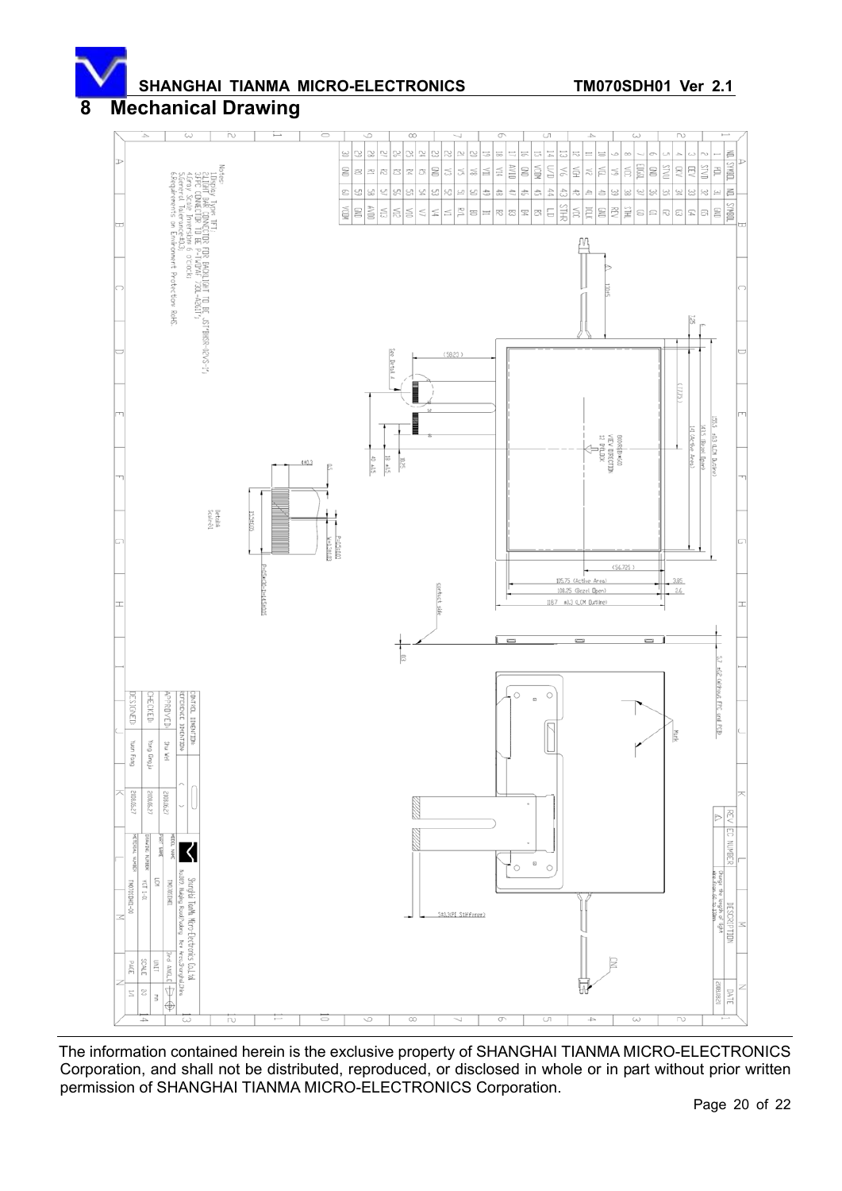## 8 Mechanical Drawing

| NO. | SYMBOL | NO. | SYMBOL |
|---|---|---|---|
| 1 | POL | 31 | GND |
| 2 | STVD | 32 | E5 |
| 3 | CKV | 33 | E4 |
| 4 | CKV | 34 | E3 |
| 5 | STVU | 35 | E2 |
| 6 | GND | 36 | E1 |
| 7 | EDGSL | 37 | E0 |
| 8 | VCC | 38 | STHL |
| 9 | V9 | 39 | REV |
| 10 | VGL | 40 | GND |
| 11 | V8 | 41 | DCLK |
| 12 | VGH | 42 | VCC |
| 13 | V6 | 43 | STHR |
| 14 | U/D | 44 | LD |
| 15 | VCOM | 45 | B5 |
| 16 | GND | 46 | B4 |
| 17 | AVDD | 47 | B3 |
| 18 | V11 | 48 | B2 |
| 19 | V10 | 49 | B1 |
| 20 | V8 | 50 | B0 |
| 21 | V5 | 51 | R/L |
| 22 | V3 | 52 | V1 |
| 23 | GND | 53 | V4 |
| 24 | R5 | 54 | V7 |
| 25 | R4 | 55 | V10 |
| 26 | R3 | 56 | V12 |
| 27 | R2 | 57 | V13 |
| 28 | R1 | 58 | AVDD |
| 29 | R0 | 59 | GND |
| 30 | GND | 60 | VCOM |

Notes:
1. Display Type TFT.
2. LIGHT BAR CONNECTOR FOR BACKLIGHT TO BE JST BHSR-02VS-1.
3. FPC CONNECTOR TO BE P-TWO 7330-F60G1T.
4. Gray Scale Inversion 6 O'CLOCK
5. General Tolerance±0.3.
6. Requirements on Environment Protection RoHS.

Dimensions: 105.75 (Active Area); 108.25 (Bezel Open); 118.7 ±0.3 (LCM Outline); 141 (Active Area); 143.5 (Bezel Open); 155.5 ±0.3 (LCM Outline); (58.23); (77.27); (54.725); 3.85; 3.6; 5.7 ±0.2 (Without FPC and PCB); 0.3; 40 ±0.5; 18 ±0.5; 10.25; 4±0.3; 0.5; 120±5; 1.26; 6

Labels: Contact side; See Detail A; Detail A Scale:2/1; Mark; CN1; SR0.3(PI Stiffener); P=0.5±0.03; W=0.3±0.03; P×59=29.5±0.15; BRIGHTNESS VIEW DIRECTION 12 O'CLOCK

| CONTROL DIMENSION | | | |
|---|---|---|---|
| REFERENCE DIMENSION | ( ) | | |
| APPROVED | Shu Wei | 2008.08.27 | MODEL NAME: TM070SDH01 |
| CHECKED | Tang Dongjie | 2008.08.27 | PART NAME: LCM |
| DESIGNED | Yuan Fang | 2008.08.27 | DRAWING NUMBER: ver 1.0 |
| | | | MATERIAL NUMBER: TM070SDH01-00 |

Shanghai TianMa Micro-Electronics Co.Ltd. No.889 Huiqing Road,Pudong New Area,Shanghai,China

UNIT: mm; SCALE: 2/3; PAGE: 1/1

| REV | EC NUMBER | DESCRIPTION | DATE |
|---|---|---|---|
| A | | | 2008.08.29 |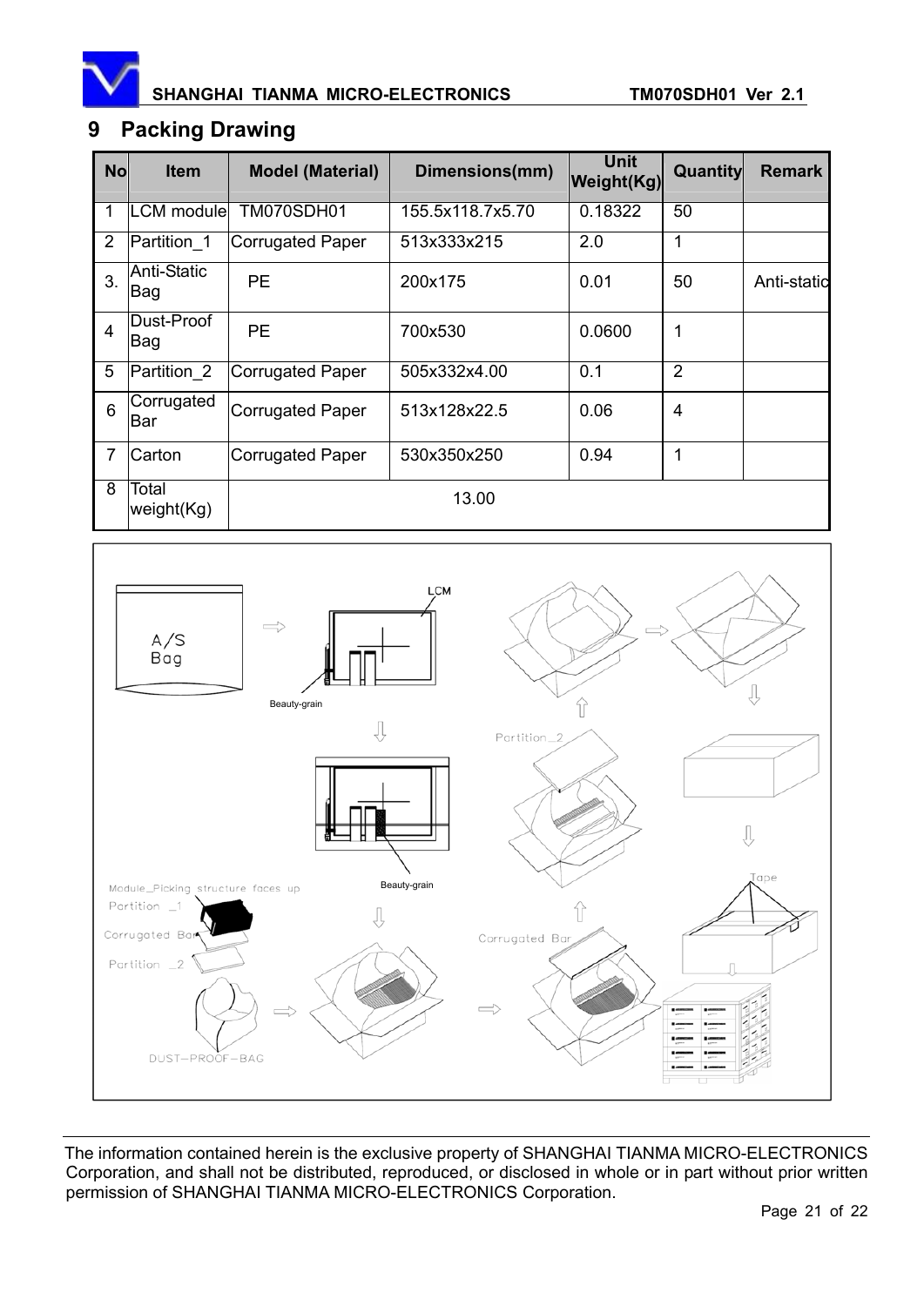## 9 Packing Drawing

| No | Item | Model (Material) | Dimensions(mm) | Unit Weight(Kg) | Quantity | Remark |
|---|---|---|---|---|---|---|
| 1 | LCM module | TM070SDH01 | 155.5x118.7x5.70 | 0.18322 | 50 | |
| 2 | Partition_1 | Corrugated Paper | 513x333x215 | 2.0 | 1 | |
| 3. | Anti-Static Bag | PE | 200x175 | 0.01 | 50 | Anti-static |
| 4 | Dust-Proof Bag | PE | 700x530 | 0.0600 | 1 | |
| 5 | Partition_2 | Corrugated Paper | 505x332x4.00 | 0.1 | 2 | |
| 6 | Corrugated Bar | Corrugated Paper | 513x128x22.5 | 0.06 | 4 | |
| 7 | Carton | Corrugated Paper | 530x350x250 | 0.94 | 1 | |
| 8 | Total weight(Kg) | 13.00 | | | | |

A/S Bag

LCM

Beauty-grain

Partition_2

Beauty-grain

Module_Picking structure faces up

Partition _1

Corrugated Bar

Partition _2

DUST-PROOF-BAG

Corrugated Bar

Tape

The information contained herein is the exclusive property of SHANGHAI TIANMA MICRO-ELECTRONICS Corporation, and shall not be distributed, reproduced, or disclosed in whole or in part without prior written permission of SHANGHAI TIANMA MICRO-ELECTRONICS Corporation.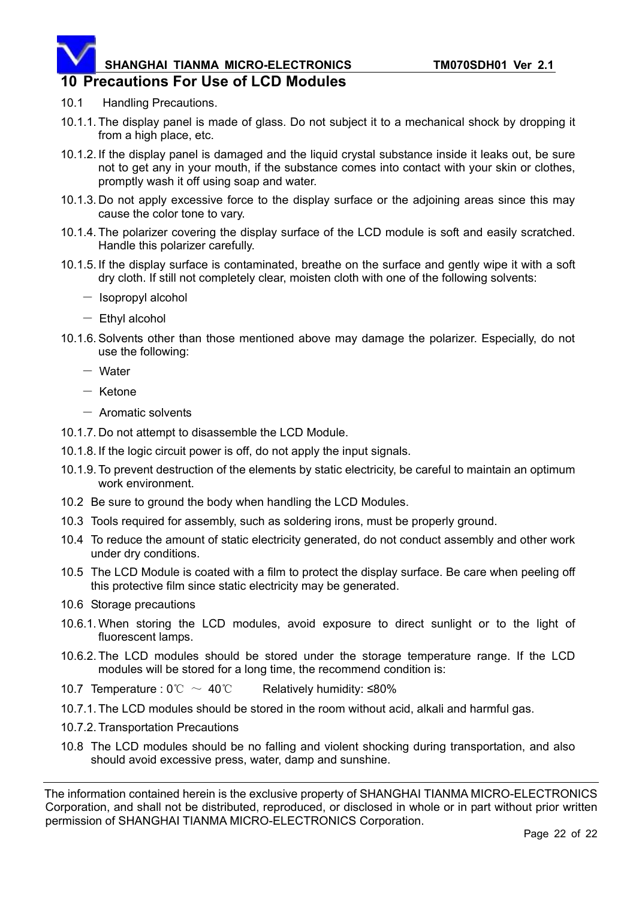## 10 Precautions For Use of LCD Modules

10.1 Handling Precautions.

10.1.1. The display panel is made of glass. Do not subject it to a mechanical shock by dropping it from a high place, etc.

10.1.2. If the display panel is damaged and the liquid crystal substance inside it leaks out, be sure not to get any in your mouth, if the substance comes into contact with your skin or clothes, promptly wash it off using soap and water.

10.1.3. Do not apply excessive force to the display surface or the adjoining areas since this may cause the color tone to vary.

10.1.4. The polarizer covering the display surface of the LCD module is soft and easily scratched. Handle this polarizer carefully.

10.1.5. If the display surface is contaminated, breathe on the surface and gently wipe it with a soft dry cloth. If still not completely clear, moisten cloth with one of the following solvents:

- Isopropyl alcohol
- Ethyl alcohol

10.1.6. Solvents other than those mentioned above may damage the polarizer. Especially, do not use the following:

- Water
- Ketone
- Aromatic solvents

10.1.7. Do not attempt to disassemble the LCD Module.

10.1.8. If the logic circuit power is off, do not apply the input signals.

10.1.9. To prevent destruction of the elements by static electricity, be careful to maintain an optimum work environment.

10.2 Be sure to ground the body when handling the LCD Modules.

10.3 Tools required for assembly, such as soldering irons, must be properly ground.

10.4 To reduce the amount of static electricity generated, do not conduct assembly and other work under dry conditions.

10.5 The LCD Module is coated with a film to protect the display surface. Be care when peeling off this protective film since static electricity may be generated.

10.6 Storage precautions

10.6.1. When storing the LCD modules, avoid exposure to direct sunlight or to the light of fluorescent lamps.

10.6.2. The LCD modules should be stored under the storage temperature range. If the LCD modules will be stored for a long time, the recommend condition is:

10.7 Temperature : 0℃ ～ 40℃ Relatively humidity: ≤80%

10.7.1. The LCD modules should be stored in the room without acid, alkali and harmful gas.

10.7.2. Transportation Precautions

10.8 The LCD modules should be no falling and violent shocking during transportation, and also should avoid excessive press, water, damp and sunshine.

The information contained herein is the exclusive property of SHANGHAI TIANMA MICRO-ELECTRONICS Corporation, and shall not be distributed, reproduced, or disclosed in whole or in part without prior written permission of SHANGHAI TIANMA MICRO-ELECTRONICS Corporation.